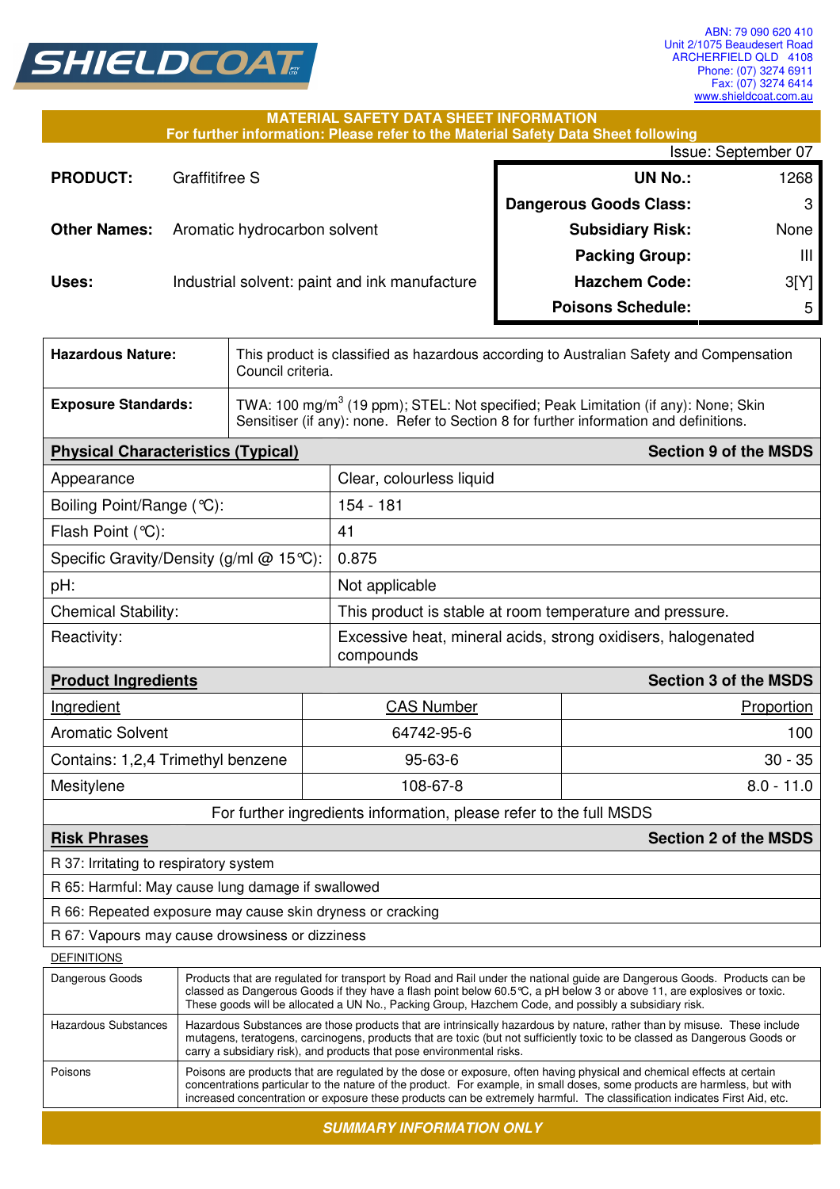**SHIELDCOAT**

ABN: 79 090 620 410
Unit 2/1075 Beaudesert Road
ARCHERFIELD QLD 4108
Phone: (07) 3274 6911
Fax: (07) 3274 6414
www.shieldcoat.com.au

## MATERIAL SAFETY DATA SHEET INFORMATION

**For further information: Please refer to the Material Safety Data Sheet following**

Issue: September 07

**PRODUCT:** Graffitifree S

**Other Names:** Aromatic hydrocarbon solvent

**Uses:** Industrial solvent: paint and ink manufacture

| | |
|---|---|
| **UN No.:** | 1268 |
| **Dangerous Goods Class:** | 3 |
| **Subsidiary Risk:** | None |
| **Packing Group:** | III |
| **Hazchem Code:** | 3[Y] |
| **Poisons Schedule:** | 5 |

| | |
|---|---|
| **Hazardous Nature:** | This product is classified as hazardous according to Australian Safety and Compensation Council criteria. |
| **Exposure Standards:** | TWA: 100 mg/m$^3$ (19 ppm); STEL: Not specified; Peak Limitation (if any): None; Skin Sensitiser (if any): none. Refer to Section 8 for further information and definitions. |

| **Physical Characteristics (Typical)** | **Section 9 of the MSDS** |
|---|---|
| Appearance | Clear, colourless liquid |
| Boiling Point/Range (°C): | 154 - 181 |
| Flash Point (°C): | 41 |
| Specific Gravity/Density (g/ml @ 15°C): | 0.875 |
| pH: | Not applicable |
| Chemical Stability: | This product is stable at room temperature and pressure. |
| Reactivity: | Excessive heat, mineral acids, strong oxidisers, halogenated compounds |

**Product Ingredients** — **Section 3 of the MSDS**

| Ingredient | CAS Number | Proportion |
|---|---|---|
| Aromatic Solvent | 64742-95-6 | 100 |
| Contains: 1,2,4 Trimethyl benzene | 95-63-6 | 30 - 35 |
| Mesitylene | 108-67-8 | 8.0 - 11.0 |

For further ingredients information, please refer to the full MSDS

**Risk Phrases** — **Section 2 of the MSDS**

- R 37: Irritating to respiratory system
- R 65: Harmful: May cause lung damage if swallowed
- R 66: Repeated exposure may cause skin dryness or cracking
- R 67: Vapours may cause drowsiness or dizziness

DEFINITIONS

| | |
|---|---|
| Dangerous Goods | Products that are regulated for transport by Road and Rail under the national guide are Dangerous Goods. Products can be classed as Dangerous Goods if they have a flash point below 60.5°C, a pH below 3 or above 11, are explosives or toxic. These goods will be allocated a UN No., Packing Group, Hazchem Code, and possibly a subsidiary risk. |
| Hazardous Substances | Hazardous Substances are those products that are intrinsically hazardous by nature, rather than by misuse. These include mutagens, teratogens, carcinogens, products that are toxic (but not sufficiently toxic to be classed as Dangerous Goods or carry a subsidiary risk), and products that pose environmental risks. |
| Poisons | Poisons are products that are regulated by the dose or exposure, often having physical and chemical effects at certain concentrations particular to the nature of the product. For example, in small doses, some products are harmless, but with increased concentration or exposure these products can be extremely harmful. The classification indicates First Aid, etc. |

***SUMMARY INFORMATION ONLY***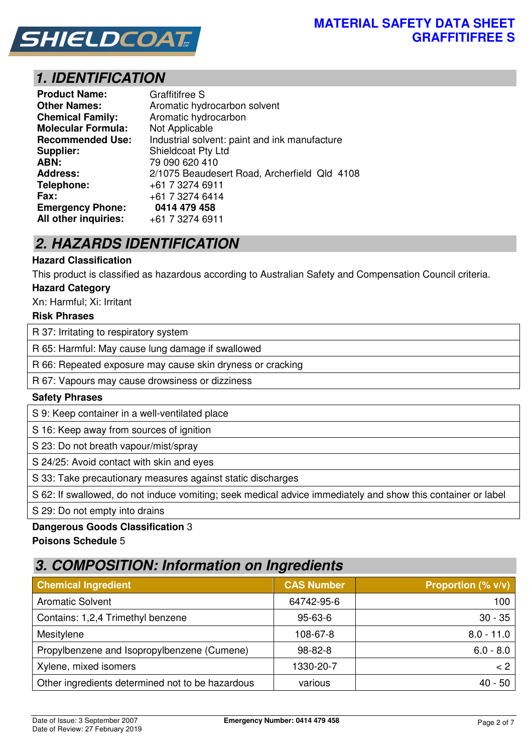## 1. IDENTIFICATION

**Product Name:** Graffitifree S
**Other Names:** Aromatic hydrocarbon solvent
**Chemical Family:** Aromatic hydrocarbon
**Molecular Formula:** Not Applicable
**Recommended Use:** Industrial solvent: paint and ink manufacture
**Supplier:** Shieldcoat Pty Ltd
**ABN:** 79 090 620 410
**Address:** 2/1075 Beaudesert Road, Archerfield Qld 4108
**Telephone:** +61 7 3274 6911
**Fax:** +61 7 3274 6414
**Emergency Phone:** **0414 479 458**
**All other inquiries:** +61 7 3274 6911

## 2. HAZARDS IDENTIFICATION

**Hazard Classification**

This product is classified as hazardous according to Australian Safety and Compensation Council criteria.

**Hazard Category**

Xn: Harmful; Xi: Irritant

**Risk Phrases**

- R 37: Irritating to respiratory system
- R 65: Harmful: May cause lung damage if swallowed
- R 66: Repeated exposure may cause skin dryness or cracking
- R 67: Vapours may cause drowsiness or dizziness

**Safety Phrases**

- S 9: Keep container in a well-ventilated place
- S 16: Keep away from sources of ignition
- S 23: Do not breath vapour/mist/spray
- S 24/25: Avoid contact with skin and eyes
- S 33: Take precautionary measures against static discharges
- S 62: If swallowed, do not induce vomiting; seek medical advice immediately and show this container or label
- S 29: Do not empty into drains

**Dangerous Goods Classification** 3

**Poisons Schedule** 5

## 3. COMPOSITION: Information on Ingredients

| Chemical Ingredient | CAS Number | Proportion (% v/v) |
|---|---|---|
| Aromatic Solvent | 64742-95-6 | 100 |
| Contains: 1,2,4 Trimethyl benzene | 95-63-6 | 30 - 35 |
| Mesitylene | 108-67-8 | 8.0 - 11.0 |
| Propylbenzene and Isopropylbenzene (Cumene) | 98-82-8 | 6.0 - 8.0 |
| Xylene, mixed isomers | 1330-20-7 | < 2 |
| Other ingredients determined not to be hazardous | various | 40 - 50 |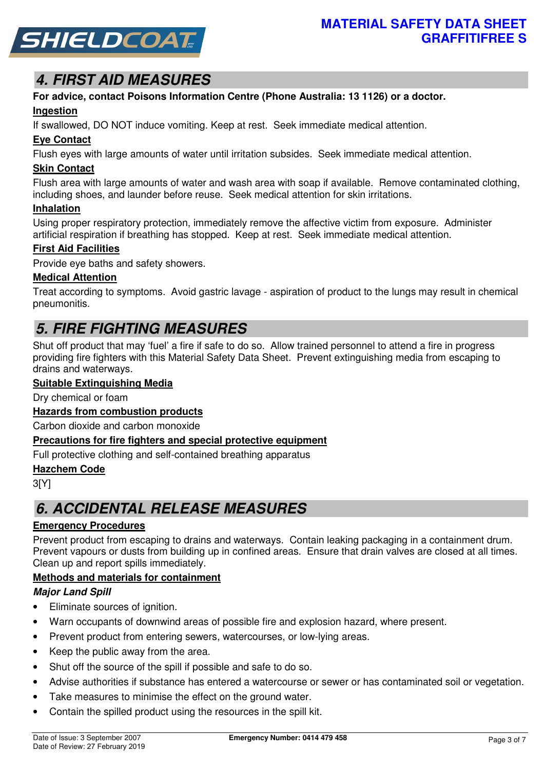## 4. FIRST AID MEASURES

**For advice, contact Poisons Information Centre (Phone Australia: 13 1126) or a doctor.**

**Ingestion**

If swallowed, DO NOT induce vomiting. Keep at rest. Seek immediate medical attention.

**Eye Contact**

Flush eyes with large amounts of water until irritation subsides. Seek immediate medical attention.

**Skin Contact**

Flush area with large amounts of water and wash area with soap if available. Remove contaminated clothing, including shoes, and launder before reuse. Seek medical attention for skin irritations.

**Inhalation**

Using proper respiratory protection, immediately remove the affective victim from exposure. Administer artificial respiration if breathing has stopped. Keep at rest. Seek immediate medical attention.

**First Aid Facilities**

Provide eye baths and safety showers.

**Medical Attention**

Treat according to symptoms. Avoid gastric lavage - aspiration of product to the lungs may result in chemical pneumonitis.

## 5. FIRE FIGHTING MEASURES

Shut off product that may 'fuel' a fire if safe to do so. Allow trained personnel to attend a fire in progress providing fire fighters with this Material Safety Data Sheet. Prevent extinguishing media from escaping to drains and waterways.

**Suitable Extinguishing Media**

Dry chemical or foam

**Hazards from combustion products**

Carbon dioxide and carbon monoxide

**Precautions for fire fighters and special protective equipment**

Full protective clothing and self-contained breathing apparatus

**Hazchem Code**

3[Y]

## 6. ACCIDENTAL RELEASE MEASURES

**Emergency Procedures**

Prevent product from escaping to drains and waterways. Contain leaking packaging in a containment drum. Prevent vapours or dusts from building up in confined areas. Ensure that drain valves are closed at all times. Clean up and report spills immediately.

**Methods and materials for containment**

***Major Land Spill***

- Eliminate sources of ignition.
- Warn occupants of downwind areas of possible fire and explosion hazard, where present.
- Prevent product from entering sewers, watercourses, or low-lying areas.
- Keep the public away from the area.
- Shut off the source of the spill if possible and safe to do so.
- Advise authorities if substance has entered a watercourse or sewer or has contaminated soil or vegetation.
- Take measures to minimise the effect on the ground water.
- Contain the spilled product using the resources in the spill kit.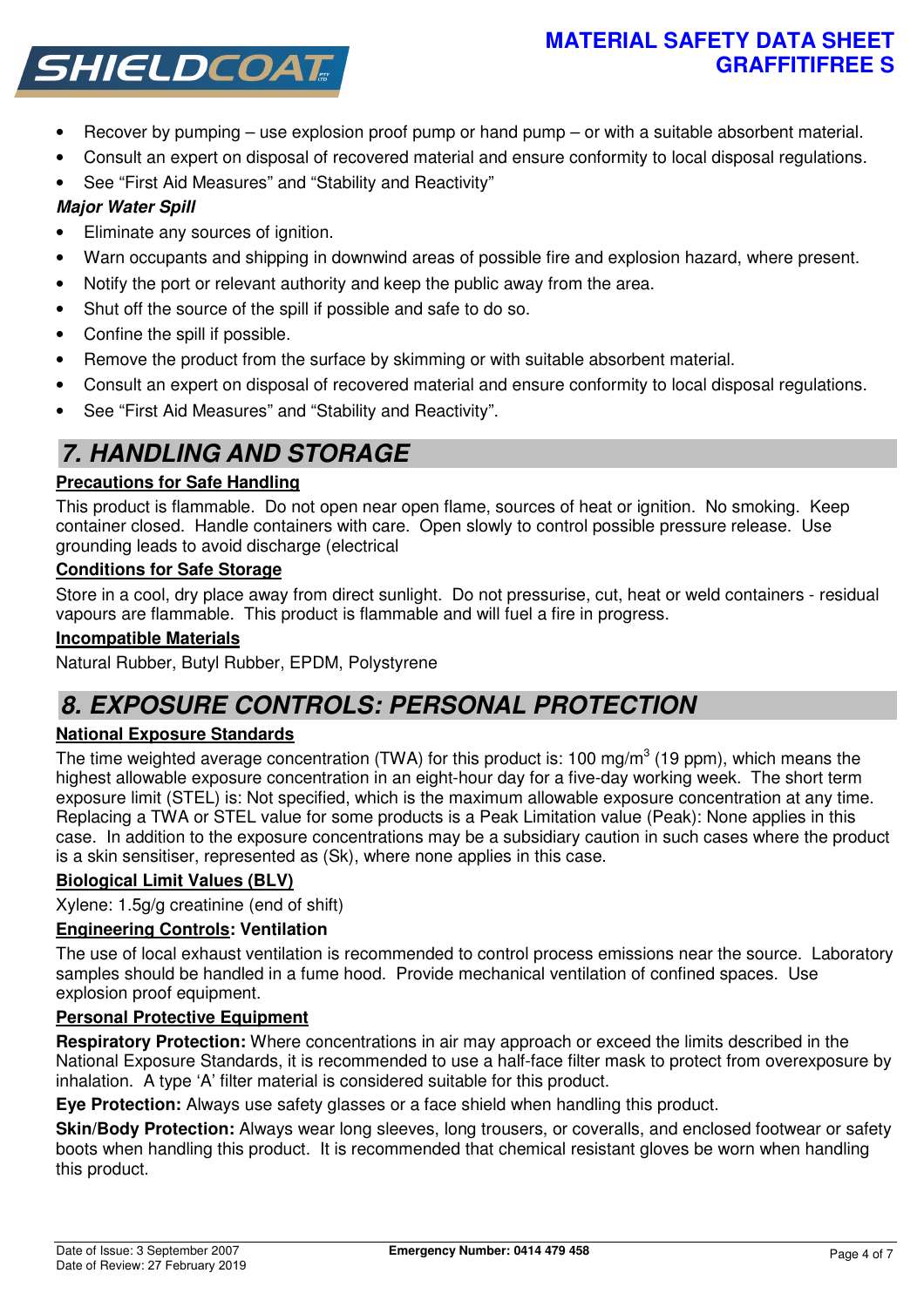- Recover by pumping – use explosion proof pump or hand pump – or with a suitable absorbent material.
- Consult an expert on disposal of recovered material and ensure conformity to local disposal regulations.
- See "First Aid Measures" and "Stability and Reactivity"

***Major Water Spill***

- Eliminate any sources of ignition.
- Warn occupants and shipping in downwind areas of possible fire and explosion hazard, where present.
- Notify the port or relevant authority and keep the public away from the area.
- Shut off the source of the spill if possible and safe to do so.
- Confine the spill if possible.
- Remove the product from the surface by skimming or with suitable absorbent material.
- Consult an expert on disposal of recovered material and ensure conformity to local disposal regulations.
- See "First Aid Measures" and "Stability and Reactivity".

## 7. HANDLING AND STORAGE

**Precautions for Safe Handling**

This product is flammable. Do not open near open flame, sources of heat or ignition. No smoking. Keep container closed. Handle containers with care. Open slowly to control possible pressure release. Use grounding leads to avoid discharge (electrical

**Conditions for Safe Storage**

Store in a cool, dry place away from direct sunlight. Do not pressurise, cut, heat or weld containers - residual vapours are flammable. This product is flammable and will fuel a fire in progress.

**Incompatible Materials**

Natural Rubber, Butyl Rubber, EPDM, Polystyrene

## 8. EXPOSURE CONTROLS: PERSONAL PROTECTION

**National Exposure Standards**

The time weighted average concentration (TWA) for this product is: 100 mg/m$^3$ (19 ppm), which means the highest allowable exposure concentration in an eight-hour day for a five-day working week. The short term exposure limit (STEL) is: Not specified, which is the maximum allowable exposure concentration at any time. Replacing a TWA or STEL value for some products is a Peak Limitation value (Peak): None applies in this case. In addition to the exposure concentrations may be a subsidiary caution in such cases where the product is a skin sensitiser, represented as (Sk), where none applies in this case.

**Biological Limit Values (BLV)**

Xylene: 1.5g/g creatinine (end of shift)

**Engineering Controls: Ventilation**

The use of local exhaust ventilation is recommended to control process emissions near the source. Laboratory samples should be handled in a fume hood. Provide mechanical ventilation of confined spaces. Use explosion proof equipment.

**Personal Protective Equipment**

**Respiratory Protection:** Where concentrations in air may approach or exceed the limits described in the National Exposure Standards, it is recommended to use a half-face filter mask to protect from overexposure by inhalation. A type 'A' filter material is considered suitable for this product.

**Eye Protection:** Always use safety glasses or a face shield when handling this product.

**Skin/Body Protection:** Always wear long sleeves, long trousers, or coveralls, and enclosed footwear or safety boots when handling this product. It is recommended that chemical resistant gloves be worn when handling this product.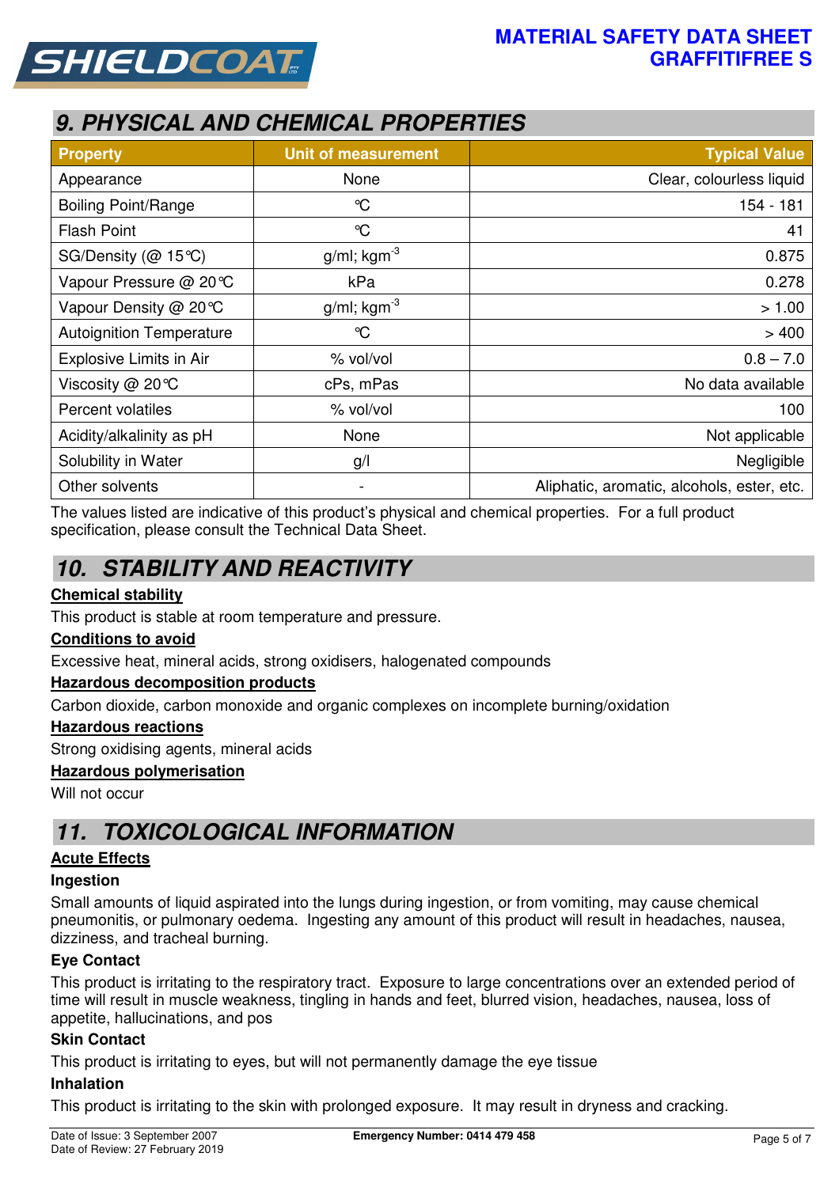## 9. PHYSICAL AND CHEMICAL PROPERTIES

| Property | Unit of measurement | Typical Value |
|---|---|---|
| Appearance | None | Clear, colourless liquid |
| Boiling Point/Range | °C | 154 - 181 |
| Flash Point | °C | 41 |
| SG/Density (@ 15°C) | g/ml; kgm$^{-3}$ | 0.875 |
| Vapour Pressure @ 20°C | kPa | 0.278 |
| Vapour Density @ 20°C | g/ml; kgm$^{-3}$ | > 1.00 |
| Autoignition Temperature | °C | > 400 |
| Explosive Limits in Air | % vol/vol | 0.8 – 7.0 |
| Viscosity @ 20°C | cPs, mPas | No data available |
| Percent volatiles | % vol/vol | 100 |
| Acidity/alkalinity as pH | None | Not applicable |
| Solubility in Water | g/l | Negligible |
| Other solvents | - | Aliphatic, aromatic, alcohols, ester, etc. |

The values listed are indicative of this product's physical and chemical properties. For a full product specification, please consult the Technical Data Sheet.

## 10. STABILITY AND REACTIVITY

**Chemical stability**

This product is stable at room temperature and pressure.

**Conditions to avoid**

Excessive heat, mineral acids, strong oxidisers, halogenated compounds

**Hazardous decomposition products**

Carbon dioxide, carbon monoxide and organic complexes on incomplete burning/oxidation

**Hazardous reactions**

Strong oxidising agents, mineral acids

**Hazardous polymerisation**

Will not occur

## 11. TOXICOLOGICAL INFORMATION

**Acute Effects**

**Ingestion**

Small amounts of liquid aspirated into the lungs during ingestion, or from vomiting, may cause chemical pneumonitis, or pulmonary oedema. Ingesting any amount of this product will result in headaches, nausea, dizziness, and tracheal burning.

**Eye Contact**

This product is irritating to the respiratory tract. Exposure to large concentrations over an extended period of time will result in muscle weakness, tingling in hands and feet, blurred vision, headaches, nausea, loss of appetite, hallucinations, and pos

**Skin Contact**

This product is irritating to eyes, but will not permanently damage the eye tissue

**Inhalation**

This product is irritating to the skin with prolonged exposure. It may result in dryness and cracking.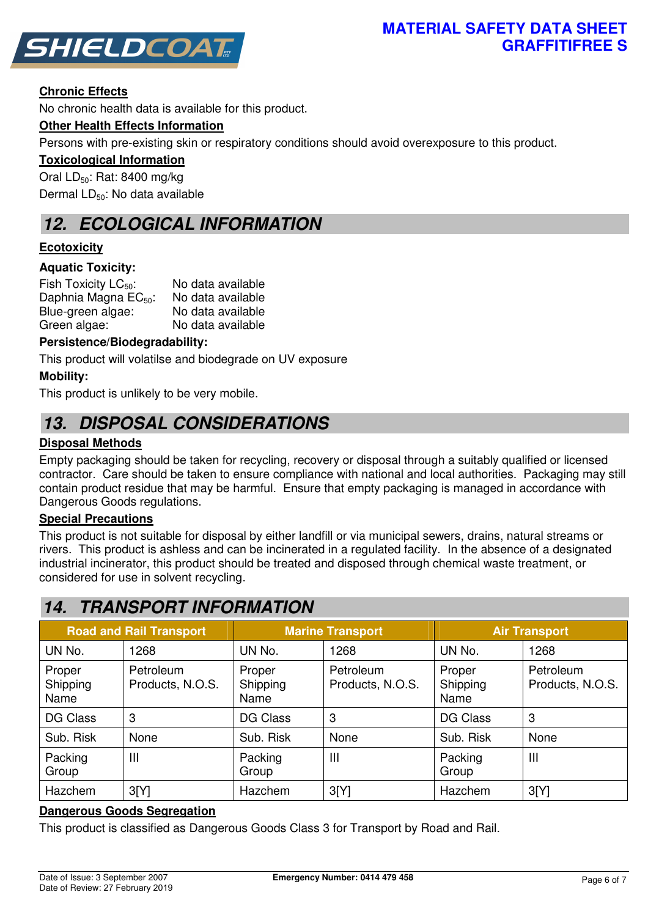**Chronic Effects**

No chronic health data is available for this product.

**Other Health Effects Information**

Persons with pre-existing skin or respiratory conditions should avoid overexposure to this product.

**Toxicological Information**

Oral $LD_{50}$: Rat: 8400 mg/kg

Dermal $LD_{50}$: No data available

## 12. ECOLOGICAL INFORMATION

**Ecotoxicity**

**Aquatic Toxicity:**

| | |
|---|---|
| Fish Toxicity $LC_{50}$: | No data available |
| Daphnia Magna $EC_{50}$: | No data available |
| Blue-green algae: | No data available |
| Green algae: | No data available |

**Persistence/Biodegradability:**

This product will volatilse and biodegrade on UV exposure

**Mobility:**

This product is unlikely to be very mobile.

## 13. DISPOSAL CONSIDERATIONS

**Disposal Methods**

Empty packaging should be taken for recycling, recovery or disposal through a suitably qualified or licensed contractor. Care should be taken to ensure compliance with national and local authorities. Packaging may still contain product residue that may be harmful. Ensure that empty packaging is managed in accordance with Dangerous Goods regulations.

**Special Precautions**

This product is not suitable for disposal by either landfill or via municipal sewers, drains, natural streams or rivers. This product is ashless and can be incinerated in a regulated facility. In the absence of a designated industrial incinerator, this product should be treated and disposed through chemical waste treatment, or considered for use in solvent recycling.

## 14. TRANSPORT INFORMATION

| Road and Rail Transport | | Marine Transport | | Air Transport | |
|---|---|---|---|---|---|
| UN No. | 1268 | UN No. | 1268 | UN No. | 1268 |
| Proper Shipping Name | Petroleum Products, N.O.S. | Proper Shipping Name | Petroleum Products, N.O.S. | Proper Shipping Name | Petroleum Products, N.O.S. |
| DG Class | 3 | DG Class | 3 | DG Class | 3 |
| Sub. Risk | None | Sub. Risk | None | Sub. Risk | None |
| Packing Group | III | Packing Group | III | Packing Group | III |
| Hazchem | 3[Y] | Hazchem | 3[Y] | Hazchem | 3[Y] |

**Dangerous Goods Segregation**

This product is classified as Dangerous Goods Class 3 for Transport by Road and Rail.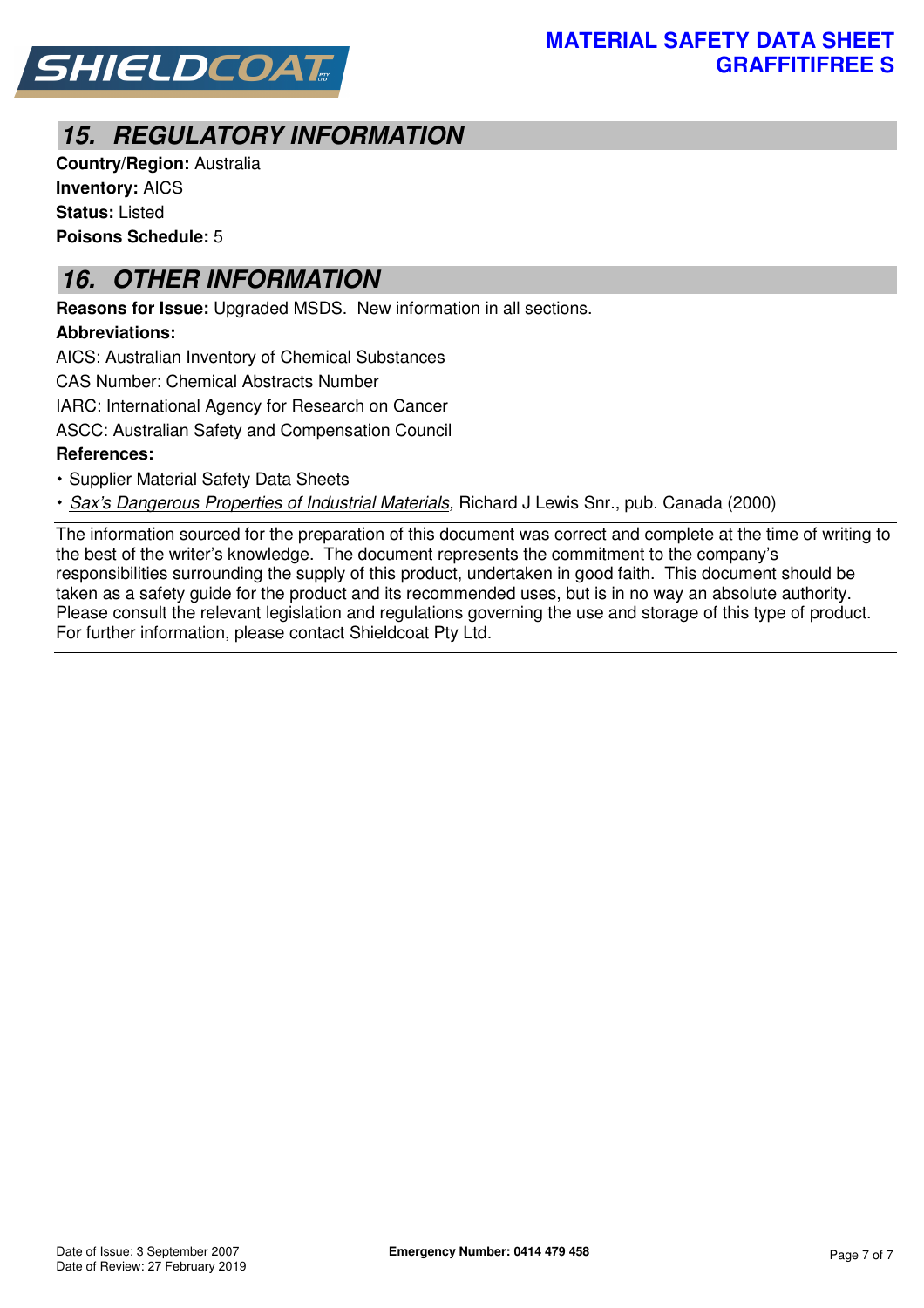## 15. REGULATORY INFORMATION

**Country/Region:** Australia
**Inventory:** AICS
**Status:** Listed
**Poisons Schedule:** 5

## 16. OTHER INFORMATION

**Reasons for Issue:** Upgraded MSDS. New information in all sections.

**Abbreviations:**

AICS: Australian Inventory of Chemical Substances

CAS Number: Chemical Abstracts Number

IARC: International Agency for Research on Cancer

ASCC: Australian Safety and Compensation Council

**References:**

- Supplier Material Safety Data Sheets
- *Sax's Dangerous Properties of Industrial Materials*, Richard J Lewis Snr., pub. Canada (2000)

The information sourced for the preparation of this document was correct and complete at the time of writing to the best of the writer's knowledge. The document represents the commitment to the company's responsibilities surrounding the supply of this product, undertaken in good faith. This document should be taken as a safety guide for the product and its recommended uses, but is in no way an absolute authority. Please consult the relevant legislation and regulations governing the use and storage of this type of product. For further information, please contact Shieldcoat Pty Ltd.